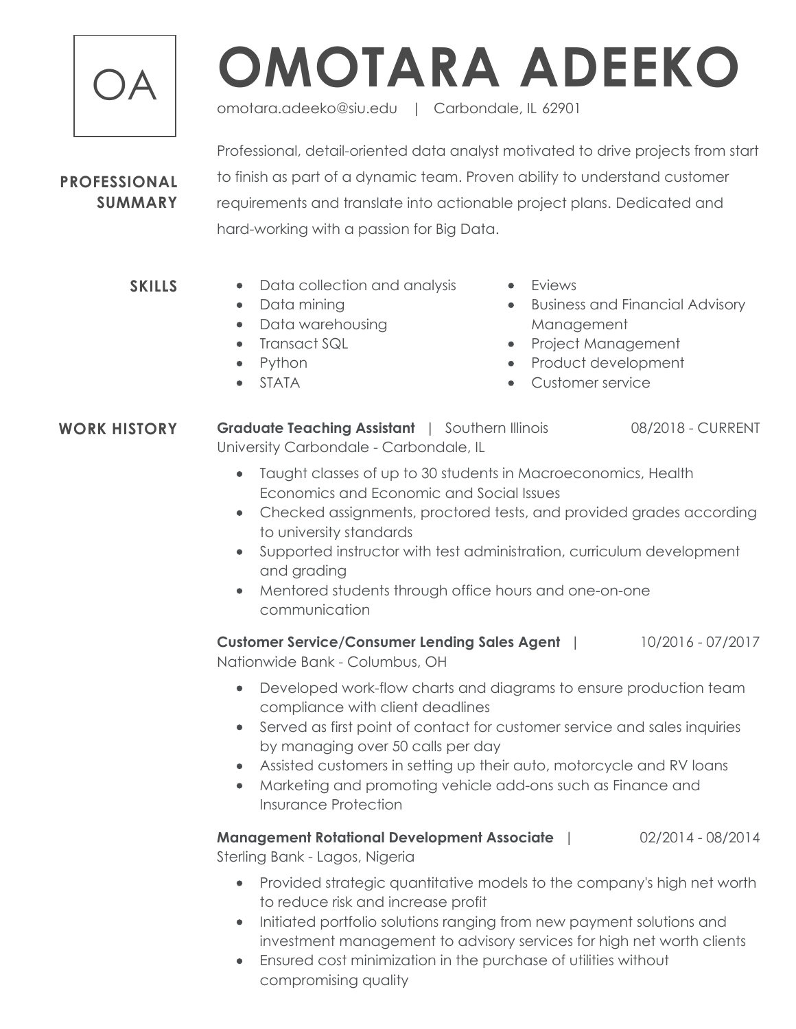OA

# OMOTARA ADEEKO

omotara.adeeko@siu.edu | Carbondale, IL 62901

## PROFESSIONAL SUMMARY

Professional, detail-oriented data analyst motivated to drive projects from start to finish as part of a dynamic team. Proven ability to understand customer requirements and translate into actionable project plans. Dedicated and hard-working with a passion for Big Data.

## SKILLS

- Data collection and analysis
- Data mining
- Data warehousing
- Transact SQL
- Python
- STATA
- Eviews
- Business and Financial Advisory Management
- Project Management
- Product development
- Customer service

## WORK HISTORY

**Graduate Teaching Assistant** | Southern Illinois University Carbondale - Carbondale, IL — 08/2018 - CURRENT

- Taught classes of up to 30 students in Macroeconomics, Health Economics and Economic and Social Issues
- Checked assignments, proctored tests, and provided grades according to university standards
- Supported instructor with test administration, curriculum development and grading
- Mentored students through office hours and one-on-one communication

**Customer Service/Consumer Lending Sales Agent** | Nationwide Bank - Columbus, OH — 10/2016 - 07/2017

- Developed work-flow charts and diagrams to ensure production team compliance with client deadlines
- Served as first point of contact for customer service and sales inquiries by managing over 50 calls per day
- Assisted customers in setting up their auto, motorcycle and RV loans
- Marketing and promoting vehicle add-ons such as Finance and Insurance Protection

**Management Rotational Development Associate** | Sterling Bank - Lagos, Nigeria — 02/2014 - 08/2014

- Provided strategic quantitative models to the company's high net worth to reduce risk and increase profit
- Initiated portfolio solutions ranging from new payment solutions and investment management to advisory services for high net worth clients
- Ensured cost minimization in the purchase of utilities without compromising quality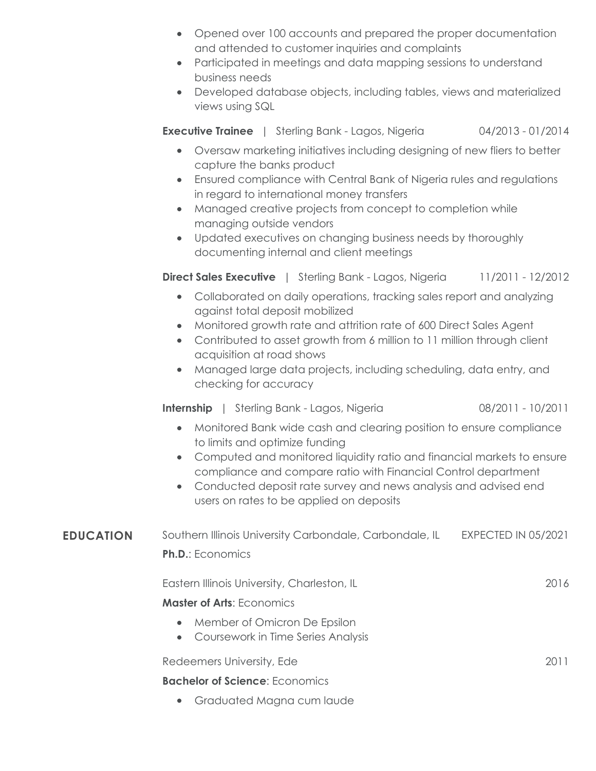- Opened over 100 accounts and prepared the proper documentation and attended to customer inquiries and complaints
- Participated in meetings and data mapping sessions to understand business needs
- Developed database objects, including tables, views and materialized views using SQL

**Executive Trainee** | Sterling Bank - Lagos, Nigeria 04/2013 - 01/2014

- Oversaw marketing initiatives including designing of new fliers to better capture the banks product
- Ensured compliance with Central Bank of Nigeria rules and regulations in regard to international money transfers
- Managed creative projects from concept to completion while managing outside vendors
- Updated executives on changing business needs by thoroughly documenting internal and client meetings

**Direct Sales Executive** | Sterling Bank - Lagos, Nigeria 11/2011 - 12/2012

- Collaborated on daily operations, tracking sales report and analyzing against total deposit mobilized
- Monitored growth rate and attrition rate of 600 Direct Sales Agent
- Contributed to asset growth from 6 million to 11 million through client acquisition at road shows
- Managed large data projects, including scheduling, data entry, and checking for accuracy

**Internship** | Sterling Bank - Lagos, Nigeria 08/2011 - 10/2011

- Monitored Bank wide cash and clearing position to ensure compliance to limits and optimize funding
- Computed and monitored liquidity ratio and financial markets to ensure compliance and compare ratio with Financial Control department
- Conducted deposit rate survey and news analysis and advised end users on rates to be applied on deposits

## EDUCATION

Southern Illinois University Carbondale, Carbondale, IL EXPECTED IN 05/2021

**Ph.D.**: Economics

Eastern Illinois University, Charleston, IL 2016

**Master of Arts**: Economics

- Member of Omicron De Epsilon
- Coursework in Time Series Analysis

Redeemers University, Ede 2011

**Bachelor of Science**: Economics

- Graduated Magna cum laude